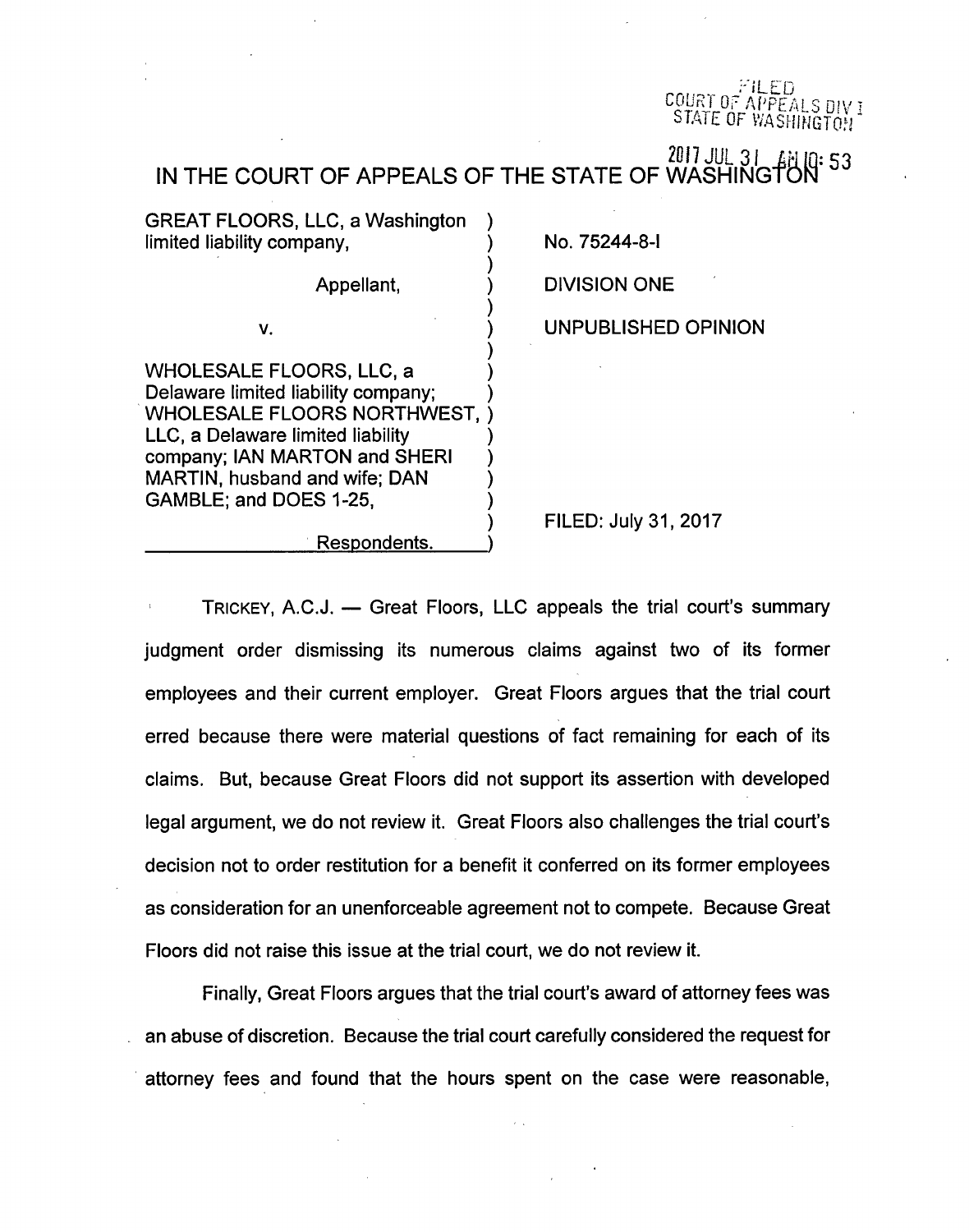FILED
COURT OF APPEALS DIV I
STATE OF WASHINGTON

2017 JUL 31 AM 10: 53

# IN THE COURT OF APPEALS OF THE STATE OF WASHINGTON

| | |
|---|---|
| GREAT FLOORS, LLC, a Washington limited liability company,<br><br>Appellant,<br><br>v.<br><br>WHOLESALE FLOORS, LLC, a Delaware limited liability company; WHOLESALE FLOORS NORTHWEST, LLC, a Delaware limited liability company; IAN MARTON and SHERI MARTIN, husband and wife; DAN GAMBLE; and DOES 1-25,<br><br>Respondents. | No. 75244-8-I<br><br>DIVISION ONE<br><br>UNPUBLISHED OPINION<br><br>FILED: July 31, 2017 |

TRICKEY, A.C.J. — Great Floors, LLC appeals the trial court's summary judgment order dismissing its numerous claims against two of its former employees and their current employer. Great Floors argues that the trial court erred because there were material questions of fact remaining for each of its claims. But, because Great Floors did not support its assertion with developed legal argument, we do not review it. Great Floors also challenges the trial court's decision not to order restitution for a benefit it conferred on its former employees as consideration for an unenforceable agreement not to compete. Because Great Floors did not raise this issue at the trial court, we do not review it.

Finally, Great Floors argues that the trial court's award of attorney fees was an abuse of discretion. Because the trial court carefully considered the request for attorney fees and found that the hours spent on the case were reasonable,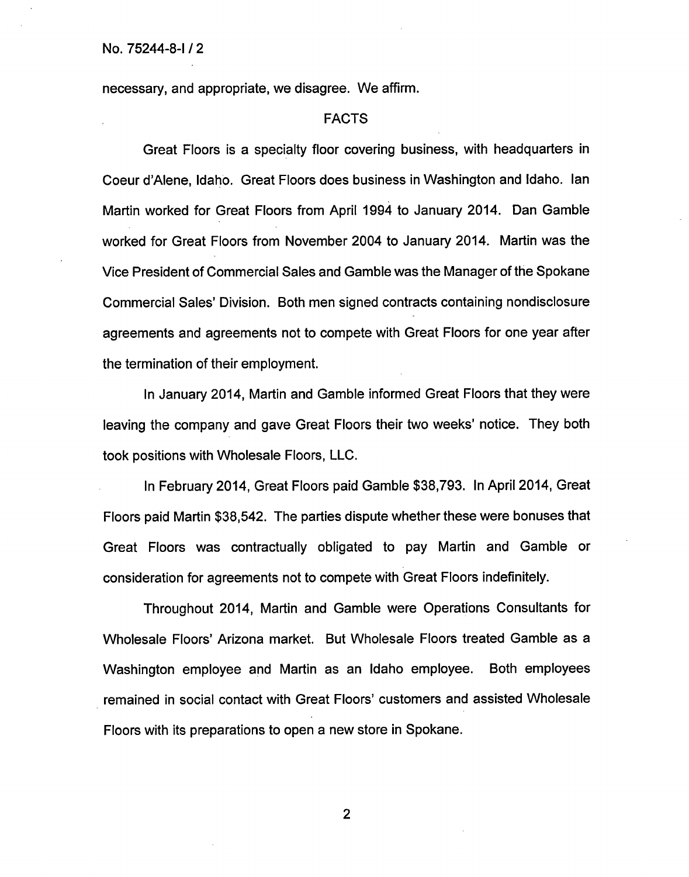necessary, and appropriate, we disagree. We affirm.

## FACTS

Great Floors is a specialty floor covering business, with headquarters in Coeur d'Alene, Idaho. Great Floors does business in Washington and Idaho. Ian Martin worked for Great Floors from April 1994 to January 2014. Dan Gamble worked for Great Floors from November 2004 to January 2014. Martin was the Vice President of Commercial Sales and Gamble was the Manager of the Spokane Commercial Sales' Division. Both men signed contracts containing nondisclosure agreements and agreements not to compete with Great Floors for one year after the termination of their employment.

In January 2014, Martin and Gamble informed Great Floors that they were leaving the company and gave Great Floors their two weeks' notice. They both took positions with Wholesale Floors, LLC.

In February 2014, Great Floors paid Gamble $38,793. In April 2014, Great Floors paid Martin $38,542. The parties dispute whether these were bonuses that Great Floors was contractually obligated to pay Martin and Gamble or consideration for agreements not to compete with Great Floors indefinitely.

Throughout 2014, Martin and Gamble were Operations Consultants for Wholesale Floors' Arizona market. But Wholesale Floors treated Gamble as a Washington employee and Martin as an Idaho employee. Both employees remained in social contact with Great Floors' customers and assisted Wholesale Floors with its preparations to open a new store in Spokane.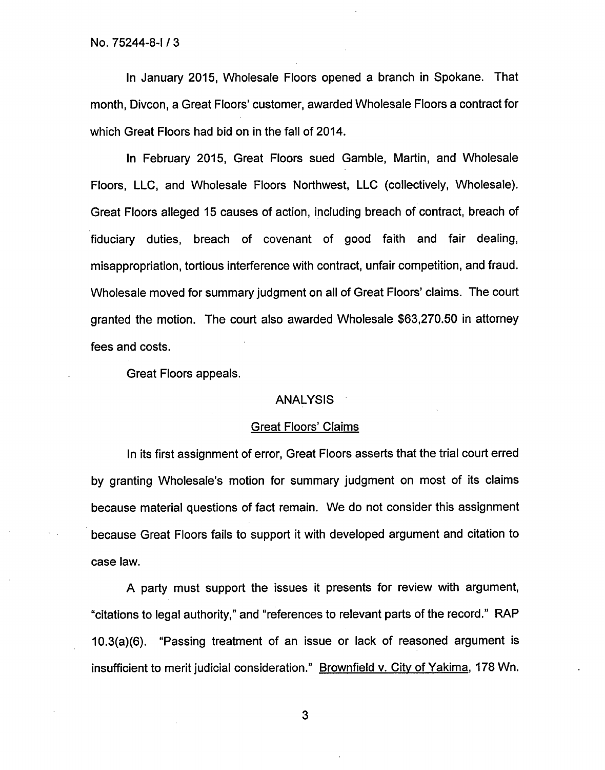In January 2015, Wholesale Floors opened a branch in Spokane. That month, Divcon, a Great Floors' customer, awarded Wholesale Floors a contract for which Great Floors had bid on in the fall of 2014.

In February 2015, Great Floors sued Gamble, Martin, and Wholesale Floors, LLC, and Wholesale Floors Northwest, LLC (collectively, Wholesale). Great Floors alleged 15 causes of action, including breach of contract, breach of fiduciary duties, breach of covenant of good faith and fair dealing, misappropriation, tortious interference with contract, unfair competition, and fraud. Wholesale moved for summary judgment on all of Great Floors' claims. The court granted the motion. The court also awarded Wholesale $63,270.50 in attorney fees and costs.

Great Floors appeals.

## ANALYSIS

### Great Floors' Claims

In its first assignment of error, Great Floors asserts that the trial court erred by granting Wholesale's motion for summary judgment on most of its claims because material questions of fact remain. We do not consider this assignment because Great Floors fails to support it with developed argument and citation to case law.

A party must support the issues it presents for review with argument, "citations to legal authority," and "references to relevant parts of the record." RAP 10.3(a)(6). "Passing treatment of an issue or lack of reasoned argument is insufficient to merit judicial consideration." Brownfield v. City of Yakima, 178 Wn.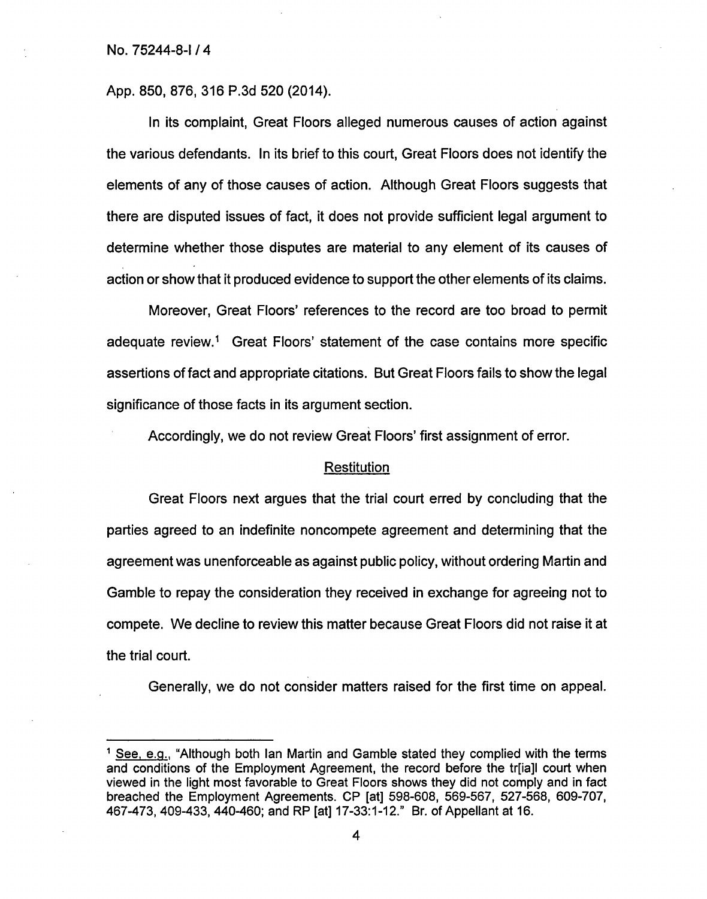App. 850, 876, 316 P.3d 520 (2014).

In its complaint, Great Floors alleged numerous causes of action against the various defendants. In its brief to this court, Great Floors does not identify the elements of any of those causes of action. Although Great Floors suggests that there are disputed issues of fact, it does not provide sufficient legal argument to determine whether those disputes are material to any element of its causes of action or show that it produced evidence to support the other elements of its claims.

Moreover, Great Floors' references to the record are too broad to permit adequate review.[1] Great Floors' statement of the case contains more specific assertions of fact and appropriate citations. But Great Floors fails to show the legal significance of those facts in its argument section.

Accordingly, we do not review Great Floors' first assignment of error.

## Restitution

Great Floors next argues that the trial court erred by concluding that the parties agreed to an indefinite noncompete agreement and determining that the agreement was unenforceable as against public policy, without ordering Martin and Gamble to repay the consideration they received in exchange for agreeing not to compete. We decline to review this matter because Great Floors did not raise it at the trial court.

Generally, we do not consider matters raised for the first time on appeal.

---

[1] See, e.g., "Although both Ian Martin and Gamble stated they complied with the terms and conditions of the Employment Agreement, the record before the tr[ia]l court when viewed in the light most favorable to Great Floors shows they did not comply and in fact breached the Employment Agreements. CP [at] 598-608, 569-567, 527-568, 609-707, 467-473, 409-433, 440-460; and RP [at] 17-33:1-12." Br. of Appellant at 16.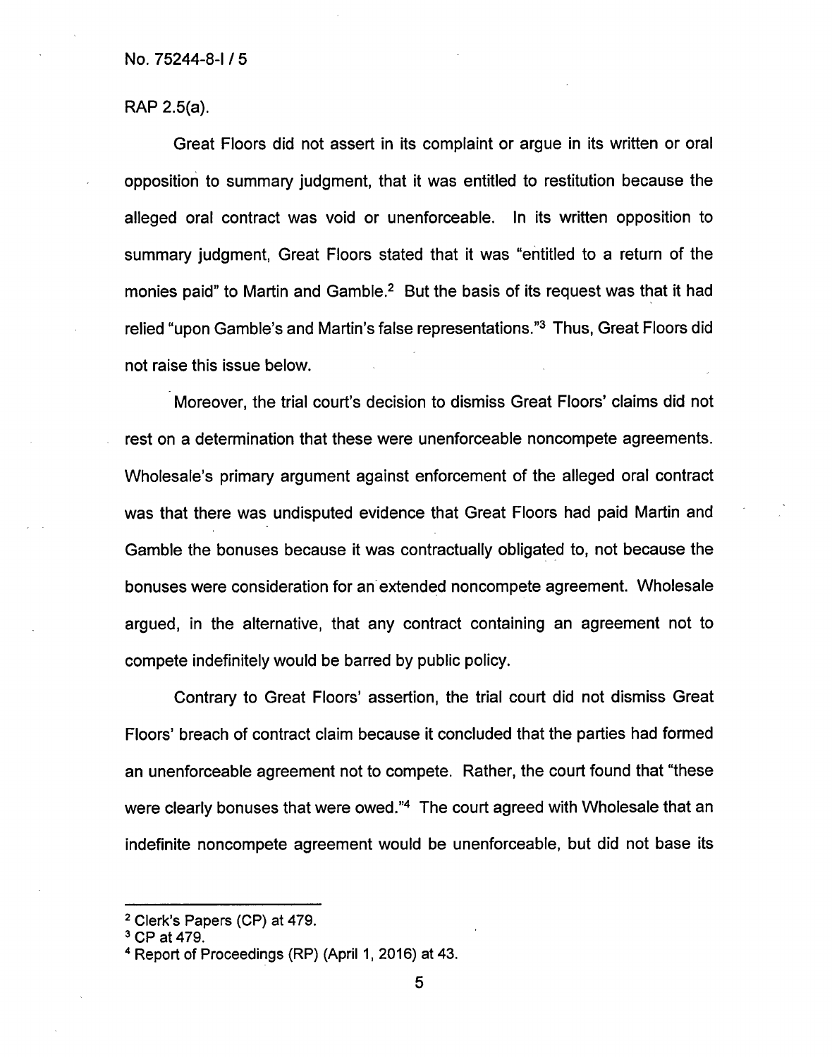RAP 2.5(a).

Great Floors did not assert in its complaint or argue in its written or oral opposition to summary judgment, that it was entitled to restitution because the alleged oral contract was void or unenforceable. In its written opposition to summary judgment, Great Floors stated that it was "entitled to a return of the monies paid" to Martin and Gamble.[2] But the basis of its request was that it had relied "upon Gamble's and Martin's false representations."[3] Thus, Great Floors did not raise this issue below.

Moreover, the trial court's decision to dismiss Great Floors' claims did not rest on a determination that these were unenforceable noncompete agreements. Wholesale's primary argument against enforcement of the alleged oral contract was that there was undisputed evidence that Great Floors had paid Martin and Gamble the bonuses because it was contractually obligated to, not because the bonuses were consideration for an extended noncompete agreement. Wholesale argued, in the alternative, that any contract containing an agreement not to compete indefinitely would be barred by public policy.

Contrary to Great Floors' assertion, the trial court did not dismiss Great Floors' breach of contract claim because it concluded that the parties had formed an unenforceable agreement not to compete. Rather, the court found that "these were clearly bonuses that were owed."[4] The court agreed with Wholesale that an indefinite noncompete agreement would be unenforceable, but did not base its

---

[2] Clerk's Papers (CP) at 479.

[3] CP at 479.

[4] Report of Proceedings (RP) (April 1, 2016) at 43.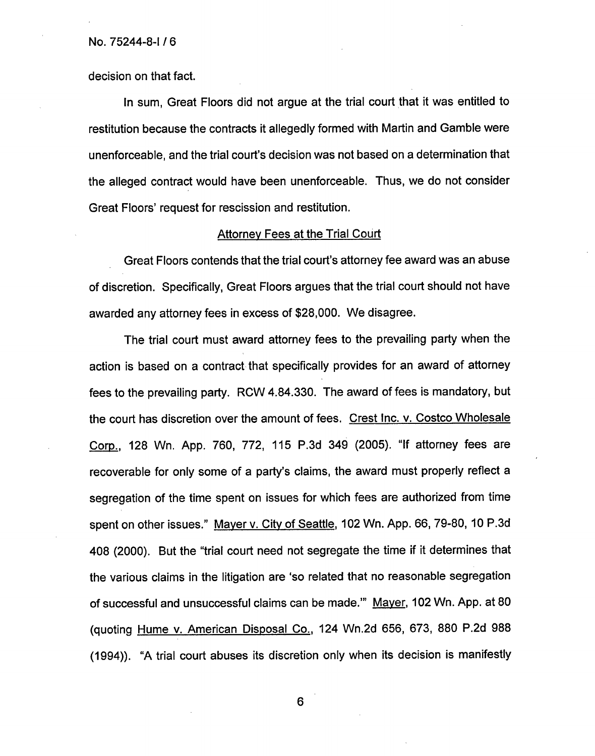decision on that fact.

In sum, Great Floors did not argue at the trial court that it was entitled to restitution because the contracts it allegedly formed with Martin and Gamble were unenforceable, and the trial court's decision was not based on a determination that the alleged contract would have been unenforceable. Thus, we do not consider Great Floors' request for rescission and restitution.

### Attorney Fees at the Trial Court

Great Floors contends that the trial court's attorney fee award was an abuse of discretion. Specifically, Great Floors argues that the trial court should not have awarded any attorney fees in excess of $28,000. We disagree.

The trial court must award attorney fees to the prevailing party when the action is based on a contract that specifically provides for an award of attorney fees to the prevailing party. RCW 4.84.330. The award of fees is mandatory, but the court has discretion over the amount of fees. Crest Inc. v. Costco Wholesale Corp., 128 Wn. App. 760, 772, 115 P.3d 349 (2005). "If attorney fees are recoverable for only some of a party's claims, the award must properly reflect a segregation of the time spent on issues for which fees are authorized from time spent on other issues." Mayer v. City of Seattle, 102 Wn. App. 66, 79-80, 10 P.3d 408 (2000). But the "trial court need not segregate the time if it determines that the various claims in the litigation are 'so related that no reasonable segregation of successful and unsuccessful claims can be made.'" Mayer, 102 Wn. App. at 80 (quoting Hume v. American Disposal Co., 124 Wn.2d 656, 673, 880 P.2d 988 (1994)). "A trial court abuses its discretion only when its decision is manifestly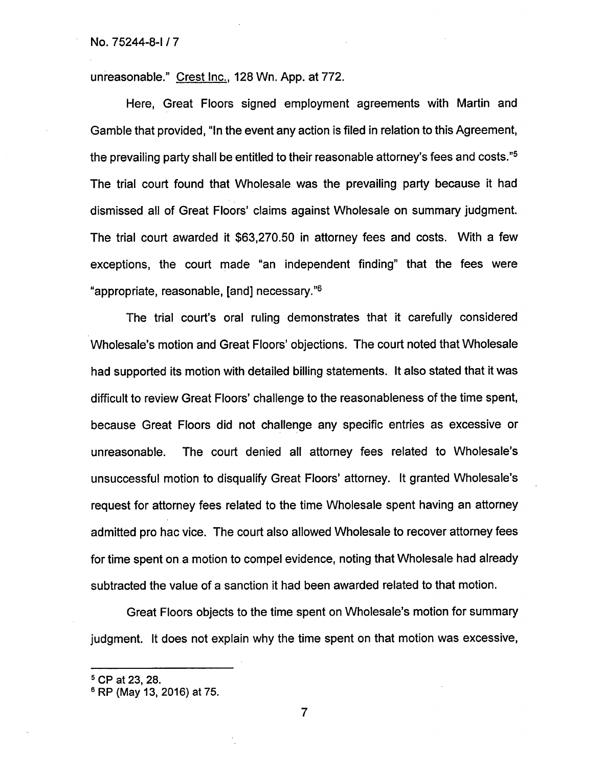unreasonable." Crest Inc., 128 Wn. App. at 772.

Here, Great Floors signed employment agreements with Martin and Gamble that provided, "In the event any action is filed in relation to this Agreement, the prevailing party shall be entitled to their reasonable attorney's fees and costs."[5] The trial court found that Wholesale was the prevailing party because it had dismissed all of Great Floors' claims against Wholesale on summary judgment. The trial court awarded it $63,270.50 in attorney fees and costs. With a few exceptions, the court made "an independent finding" that the fees were "appropriate, reasonable, [and] necessary."[6]

The trial court's oral ruling demonstrates that it carefully considered Wholesale's motion and Great Floors' objections. The court noted that Wholesale had supported its motion with detailed billing statements. It also stated that it was difficult to review Great Floors' challenge to the reasonableness of the time spent, because Great Floors did not challenge any specific entries as excessive or unreasonable. The court denied all attorney fees related to Wholesale's unsuccessful motion to disqualify Great Floors' attorney. It granted Wholesale's request for attorney fees related to the time Wholesale spent having an attorney admitted pro hac vice. The court also allowed Wholesale to recover attorney fees for time spent on a motion to compel evidence, noting that Wholesale had already subtracted the value of a sanction it had been awarded related to that motion.

Great Floors objects to the time spent on Wholesale's motion for summary judgment. It does not explain why the time spent on that motion was excessive,

---

[5] CP at 23, 28.

[6] RP (May 13, 2016) at 75.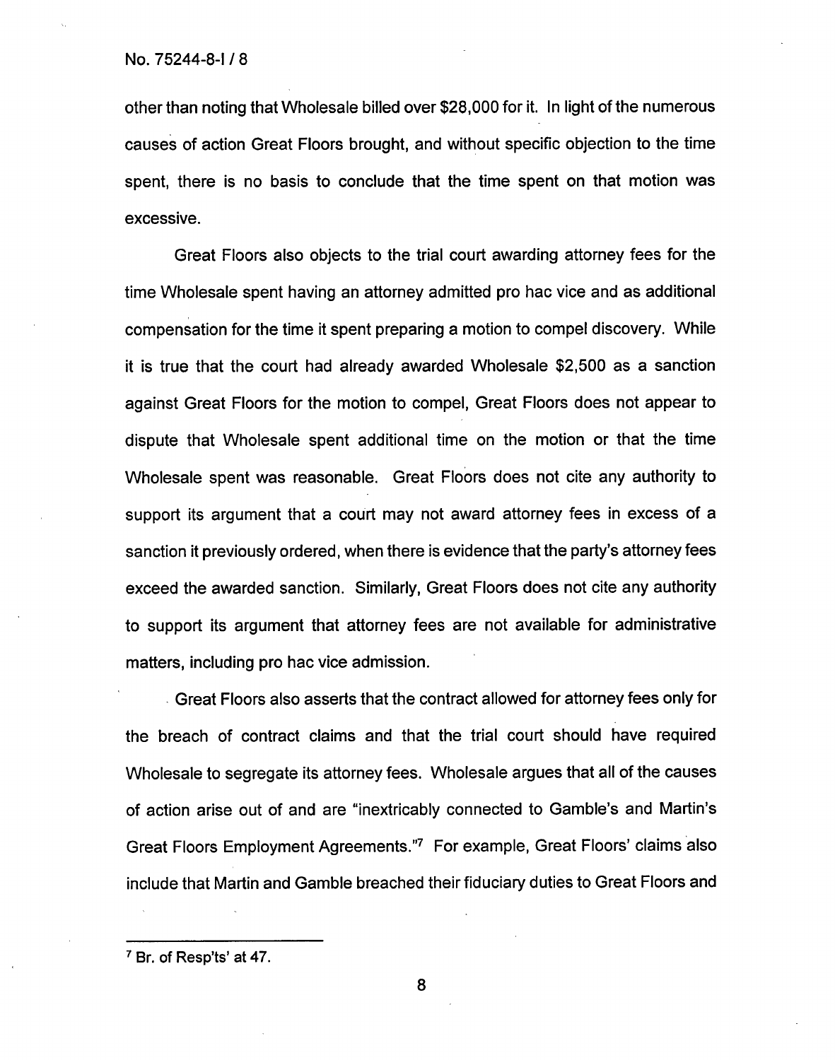other than noting that Wholesale billed over $28,000 for it. In light of the numerous causes of action Great Floors brought, and without specific objection to the time spent, there is no basis to conclude that the time spent on that motion was excessive.

Great Floors also objects to the trial court awarding attorney fees for the time Wholesale spent having an attorney admitted pro hac vice and as additional compensation for the time it spent preparing a motion to compel discovery. While it is true that the court had already awarded Wholesale $2,500 as a sanction against Great Floors for the motion to compel, Great Floors does not appear to dispute that Wholesale spent additional time on the motion or that the time Wholesale spent was reasonable. Great Floors does not cite any authority to support its argument that a court may not award attorney fees in excess of a sanction it previously ordered, when there is evidence that the party's attorney fees exceed the awarded sanction. Similarly, Great Floors does not cite any authority to support its argument that attorney fees are not available for administrative matters, including pro hac vice admission.

Great Floors also asserts that the contract allowed for attorney fees only for the breach of contract claims and that the trial court should have required Wholesale to segregate its attorney fees. Wholesale argues that all of the causes of action arise out of and are "inextricably connected to Gamble's and Martin's Great Floors Employment Agreements."[7] For example, Great Floors' claims also include that Martin and Gamble breached their fiduciary duties to Great Floors and

[7] Br. of Resp'ts' at 47.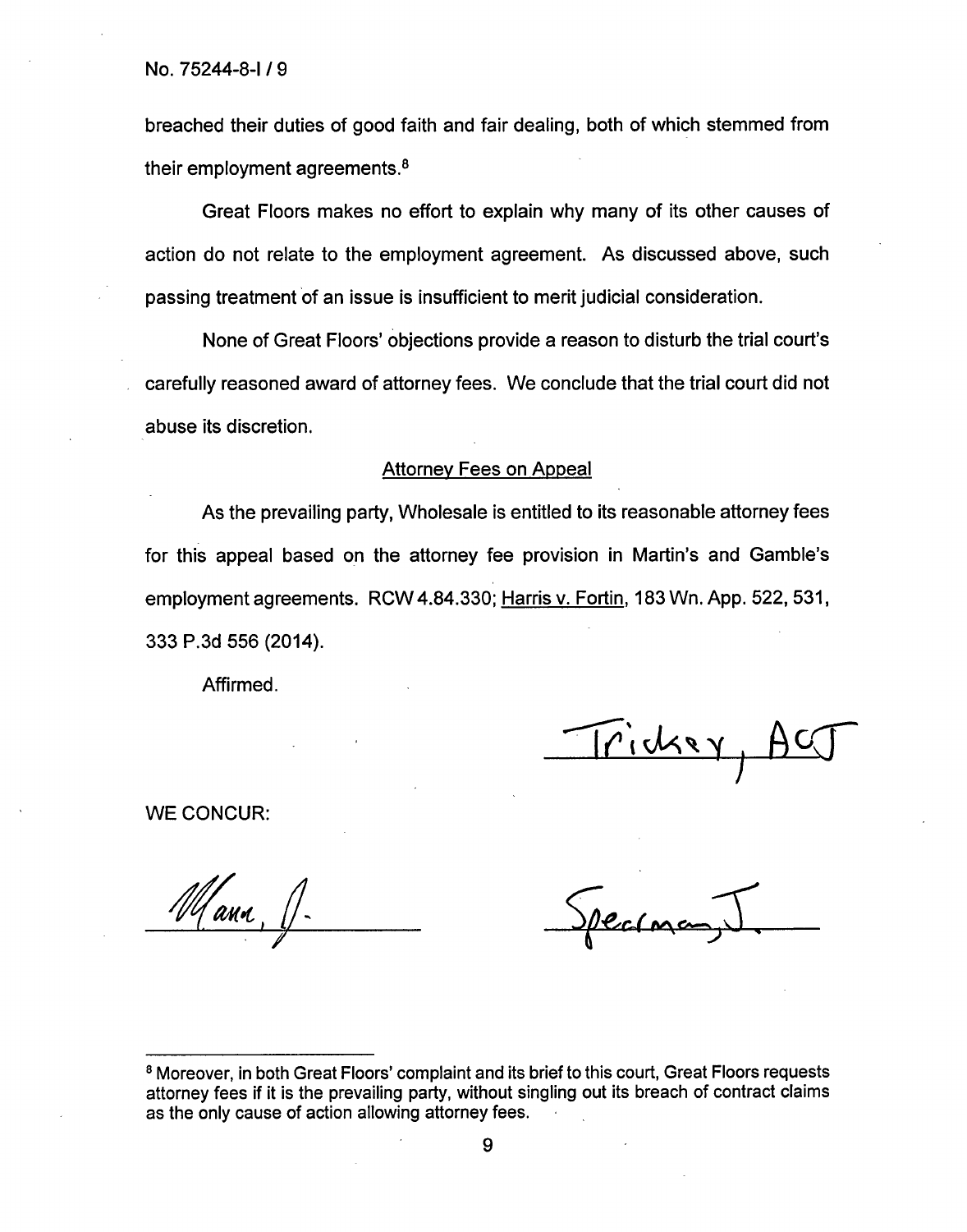breached their duties of good faith and fair dealing, both of which stemmed from their employment agreements.[8]

Great Floors makes no effort to explain why many of its other causes of action do not relate to the employment agreement. As discussed above, such passing treatment of an issue is insufficient to merit judicial consideration.

None of Great Floors' objections provide a reason to disturb the trial court's carefully reasoned award of attorney fees. We conclude that the trial court did not abuse its discretion.

## Attorney Fees on Appeal

As the prevailing party, Wholesale is entitled to its reasonable attorney fees for this appeal based on the attorney fee provision in Martin's and Gamble's employment agreements. RCW 4.84.330; Harris v. Fortin, 183 Wn. App. 522, 531, 333 P.3d 556 (2014).

Affirmed.

Trickey, ACJ

WE CONCUR:

Mann, J.

Spearman, J.

---

[8] Moreover, in both Great Floors' complaint and its brief to this court, Great Floors requests attorney fees if it is the prevailing party, without singling out its breach of contract claims as the only cause of action allowing attorney fees.